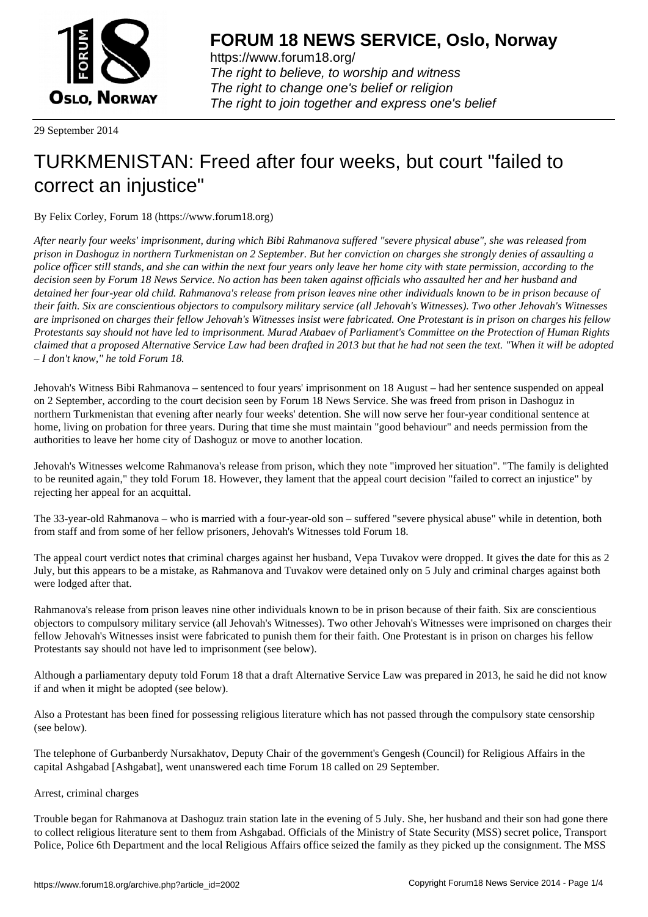29 September 2014

# TURKMENISTAN: Freed after four weeks, but court "failed to correct an injustice"

By Felix Corley, Forum 18 (https://www.forum18.org)

*After nearly four weeks' imprisonment, during which Bibi Rahmanova suffered "severe physical abuse", she was released from prison in Dashoguz in northern Turkmenistan on 2 September. But her conviction on charges she strongly denies of assaulting a police officer still stands, and she can within the next four years only leave her home city with state permission, according to the decision seen by Forum 18 News Service. No action has been taken against officials who assaulted her and her husband and detained her four-year old child. Rahmanova's release from prison leaves nine other individuals known to be in prison because of their faith. Six are conscientious objectors to compulsory military service (all Jehovah's Witnesses). Two other Jehovah's Witnesses are imprisoned on charges their fellow Jehovah's Witnesses insist were fabricated. One Protestant is in prison on charges his fellow Protestants say should not have led to imprisonment. Murad Atabaev of Parliament's Committee on the Protection of Human Rights claimed that a proposed Alternative Service Law had been drafted in 2013 but that he had not seen the text. "When it will be adopted – I don't know," he told Forum 18.*

Jehovah's Witness Bibi Rahmanova – sentenced to four years' imprisonment on 18 August – had her sentence suspended on appeal on 2 September, according to the court decision seen by Forum 18 News Service. She was freed from prison in Dashoguz in northern Turkmenistan that evening after nearly four weeks' detention. She will now serve her four-year conditional sentence at home, living on probation for three years. During that time she must maintain "good behaviour" and needs permission from the authorities to leave her home city of Dashoguz or move to another location.

Jehovah's Witnesses welcome Rahmanova's release from prison, which they note "improved her situation". "The family is delighted to be reunited again," they told Forum 18. However, they lament that the appeal court decision "failed to correct an injustice" by rejecting her appeal for an acquittal.

The 33-year-old Rahmanova – who is married with a four-year-old son – suffered "severe physical abuse" while in detention, both from staff and from some of her fellow prisoners, Jehovah's Witnesses told Forum 18.

The appeal court verdict notes that criminal charges against her husband, Vepa Tuvakov were dropped. It gives the date for this as 2 July, but this appears to be a mistake, as Rahmanova and Tuvakov were detained only on 5 July and criminal charges against both were lodged after that.

Rahmanova's release from prison leaves nine other individuals known to be in prison because of their faith. Six are conscientious objectors to compulsory military service (all Jehovah's Witnesses). Two other Jehovah's Witnesses were imprisoned on charges their fellow Jehovah's Witnesses insist were fabricated to punish them for their faith. One Protestant is in prison on charges his fellow Protestants say should not have led to imprisonment (see below).

Although a parliamentary deputy told Forum 18 that a draft Alternative Service Law was prepared in 2013, he said he did not know if and when it might be adopted (see below).

Also a Protestant has been fined for possessing religious literature which has not passed through the compulsory state censorship (see below).

The telephone of Gurbanberdy Nursakhatov, Deputy Chair of the government's Gengesh (Council) for Religious Affairs in the capital Ashgabad [Ashgabat], went unanswered each time Forum 18 called on 29 September.

Arrest, criminal charges

Trouble began for Rahmanova at Dashoguz train station late in the evening of 5 July. She, her husband and their son had gone there to collect religious literature sent to them from Ashgabad. Officials of the Ministry of State Security (MSS) secret police, Transport Police, Police 6th Department and the local Religious Affairs office seized the family as they picked up the consignment. The MSS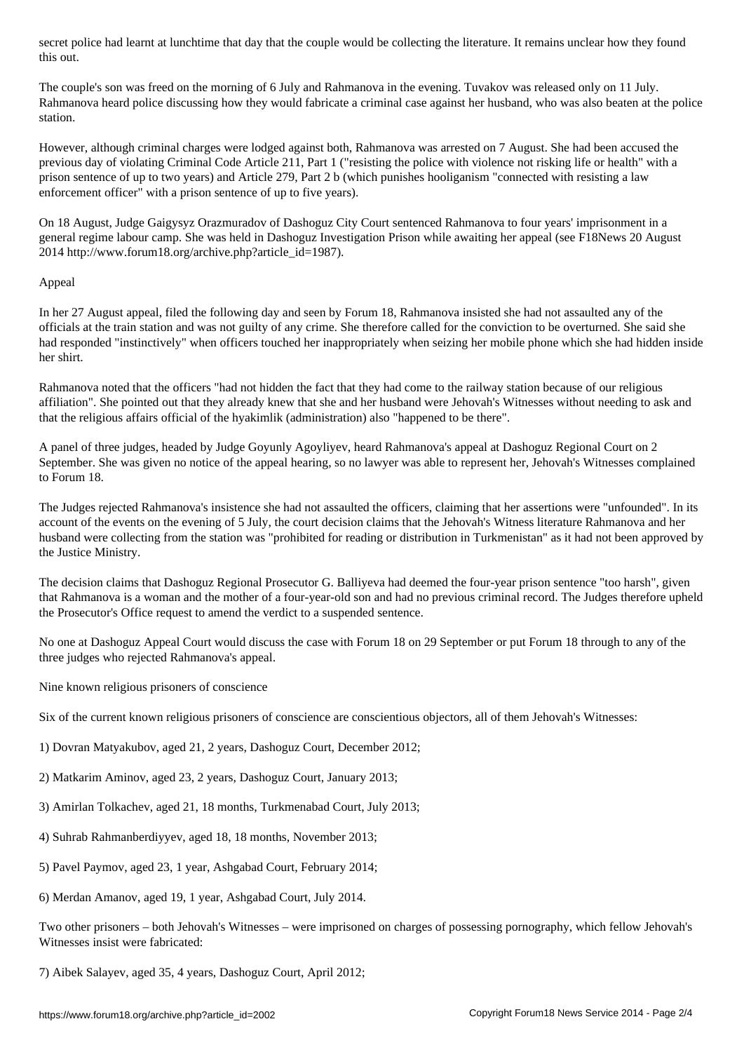secret police had learnt at lunchtime that day that the couple would be collecting the literature. It remains unclear how they found this out.

The couple's son was freed on the morning of 6 July and Rahmanova in the evening. Tuvakov was released only on 11 July. Rahmanova heard police discussing how they would fabricate a criminal case against her husband, who was also beaten at the police station.

However, although criminal charges were lodged against both, Rahmanova was arrested on 7 August. She had been accused the previous day of violating Criminal Code Article 211, Part 1 ("resisting the police with violence not risking life or health" with a prison sentence of up to two years) and Article 279, Part 2 b (which punishes hooliganism "connected with resisting a law enforcement officer" with a prison sentence of up to five years).

On 18 August, Judge Gaigysyz Orazmuradov of Dashoguz City Court sentenced Rahmanova to four years' imprisonment in a general regime labour camp. She was held in Dashoguz Investigation Prison while awaiting her appeal (see F18News 20 August 2014 http://www.forum18.org/archive.php?article_id=1987).

## Appeal

In her 27 August appeal, filed the following day and seen by Forum 18, Rahmanova insisted she had not assaulted any of the officials at the train station and was not guilty of any crime. She therefore called for the conviction to be overturned. She said she had responded "instinctively" when officers touched her inappropriately when seizing her mobile phone which she had hidden inside her shirt.

Rahmanova noted that the officers "had not hidden the fact that they had come to the railway station because of our religious affiliation". She pointed out that they already knew that she and her husband were Jehovah's Witnesses without needing to ask and that the religious affairs official of the hyakimlik (administration) also "happened to be there".

A panel of three judges, headed by Judge Goyunly Agoyliyev, heard Rahmanova's appeal at Dashoguz Regional Court on 2 September. She was given no notice of the appeal hearing, so no lawyer was able to represent her, Jehovah's Witnesses complained to Forum 18.

The Judges rejected Rahmanova's insistence she had not assaulted the officers, claiming that her assertions were "unfounded". In its account of the events on the evening of 5 July, the court decision claims that the Jehovah's Witness literature Rahmanova and her husband were collecting from the station was "prohibited for reading or distribution in Turkmenistan" as it had not been approved by the Justice Ministry.

The decision claims that Dashoguz Regional Prosecutor G. Balliyeva had deemed the four-year prison sentence "too harsh", given that Rahmanova is a woman and the mother of a four-year-old son and had no previous criminal record. The Judges therefore upheld the Prosecutor's Office request to amend the verdict to a suspended sentence.

No one at Dashoguz Appeal Court would discuss the case with Forum 18 on 29 September or put Forum 18 through to any of the three judges who rejected Rahmanova's appeal.

## Nine known religious prisoners of conscience

Six of the current known religious prisoners of conscience are conscientious objectors, all of them Jehovah's Witnesses:

1) Dovran Matyakubov, aged 21, 2 years, Dashoguz Court, December 2012;

2) Matkarim Aminov, aged 23, 2 years, Dashoguz Court, January 2013;

3) Amirlan Tolkachev, aged 21, 18 months, Turkmenabad Court, July 2013;

4) Suhrab Rahmanberdiyyev, aged 18, 18 months, November 2013;

5) Pavel Paymov, aged 23, 1 year, Ashgabad Court, February 2014;

6) Merdan Amanov, aged 19, 1 year, Ashgabad Court, July 2014.

Two other prisoners – both Jehovah's Witnesses – were imprisoned on charges of possessing pornography, which fellow Jehovah's Witnesses insist were fabricated:

7) Aibek Salayev, aged 35, 4 years, Dashoguz Court, April 2012;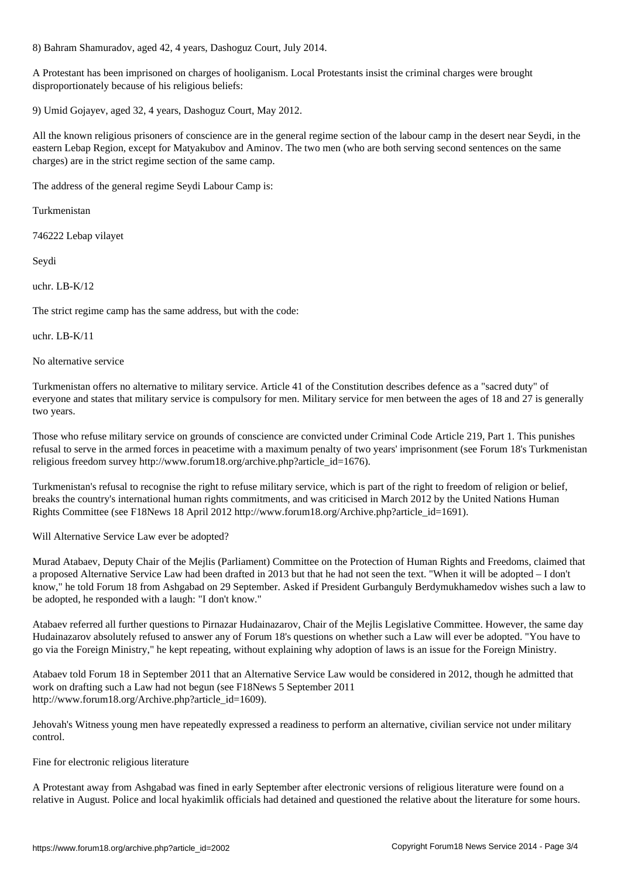8) Bahram Shamuradov, aged 42, 4 years, Dashoguz Court, July 2014.

A Protestant has been imprisoned on charges of hooliganism. Local Protestants insist the criminal charges were brought disproportionately because of his religious beliefs:

9) Umid Gojayev, aged 32, 4 years, Dashoguz Court, May 2012.

All the known religious prisoners of conscience are in the general regime section of the labour camp in the desert near Seydi, in the eastern Lebap Region, except for Matyakubov and Aminov. The two men (who are both serving second sentences on the same charges) are in the strict regime section of the same camp.

The address of the general regime Seydi Labour Camp is:

Turkmenistan

746222 Lebap vilayet

Seydi

uchr. LB-K/12

The strict regime camp has the same address, but with the code:

uchr. LB-K/11

## No alternative service

Turkmenistan offers no alternative to military service. Article 41 of the Constitution describes defence as a "sacred duty" of everyone and states that military service is compulsory for men. Military service for men between the ages of 18 and 27 is generally two years.

Those who refuse military service on grounds of conscience are convicted under Criminal Code Article 219, Part 1. This punishes refusal to serve in the armed forces in peacetime with a maximum penalty of two years' imprisonment (see Forum 18's Turkmenistan religious freedom survey http://www.forum18.org/archive.php?article_id=1676).

Turkmenistan's refusal to recognise the right to refuse military service, which is part of the right to freedom of religion or belief, breaks the country's international human rights commitments, and was criticised in March 2012 by the United Nations Human Rights Committee (see F18News 18 April 2012 http://www.forum18.org/Archive.php?article_id=1691).

## Will Alternative Service Law ever be adopted?

Murad Atabaev, Deputy Chair of the Mejlis (Parliament) Committee on the Protection of Human Rights and Freedoms, claimed that a proposed Alternative Service Law had been drafted in 2013 but that he had not seen the text. "When it will be adopted – I don't know," he told Forum 18 from Ashgabad on 29 September. Asked if President Gurbanguly Berdymukhamedov wishes such a law to be adopted, he responded with a laugh: "I don't know."

Atabaev referred all further questions to Pirnazar Hudainazarov, Chair of the Mejlis Legislative Committee. However, the same day Hudainazarov absolutely refused to answer any of Forum 18's questions on whether such a Law will ever be adopted. "You have to go via the Foreign Ministry," he kept repeating, without explaining why adoption of laws is an issue for the Foreign Ministry.

Atabaev told Forum 18 in September 2011 that an Alternative Service Law would be considered in 2012, though he admitted that work on drafting such a Law had not begun (see F18News 5 September 2011 http://www.forum18.org/Archive.php?article_id=1609).

Jehovah's Witness young men have repeatedly expressed a readiness to perform an alternative, civilian service not under military control.

## Fine for electronic religious literature

A Protestant away from Ashgabad was fined in early September after electronic versions of religious literature were found on a relative in August. Police and local hyakimlik officials had detained and questioned the relative about the literature for some hours.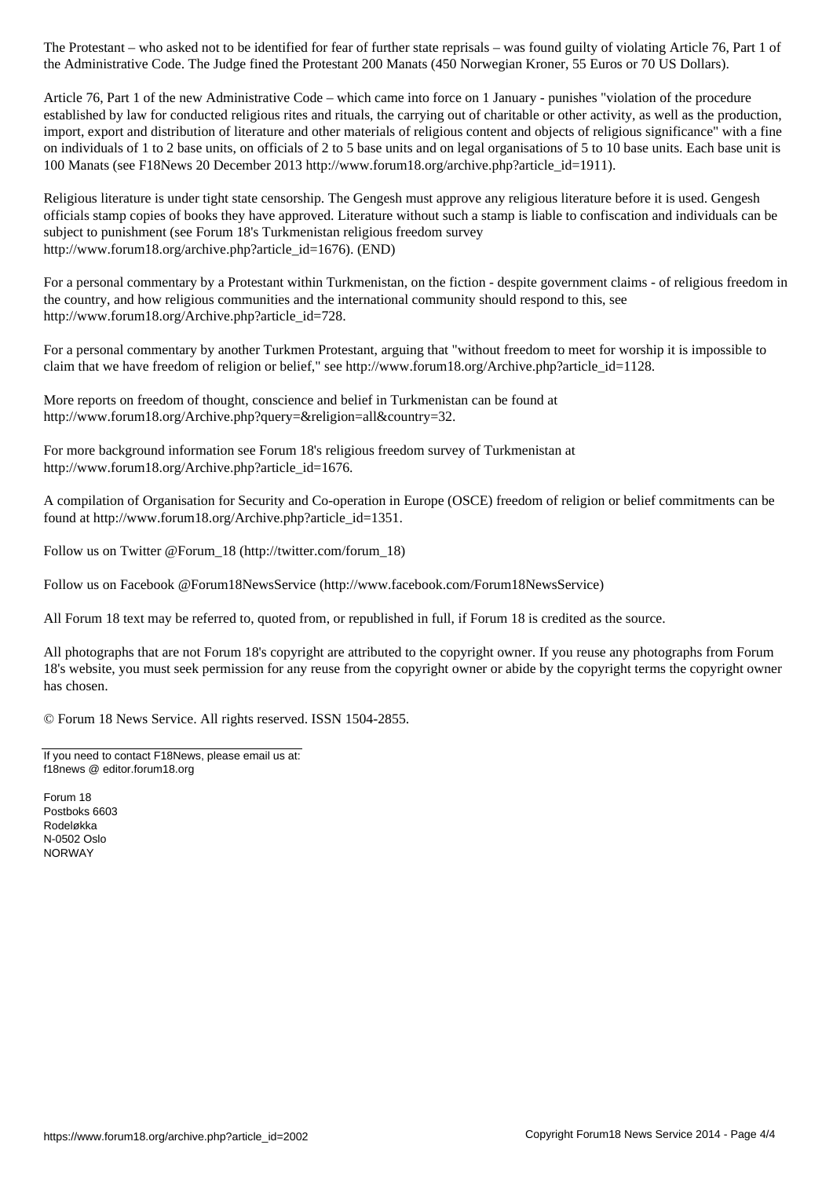The Protestant – who asked not to be identified for fear of further state reprisals – was found guilty of violating Article 76, Part 1 of the Administrative Code. The Judge fined the Protestant 200 Manats (450 Norwegian Kroner, 55 Euros or 70 US Dollars).

Article 76, Part 1 of the new Administrative Code – which came into force on 1 January - punishes "violation of the procedure established by law for conducted religious rites and rituals, the carrying out of charitable or other activity, as well as the production, import, export and distribution of literature and other materials of religious content and objects of religious significance" with a fine on individuals of 1 to 2 base units, on officials of 2 to 5 base units and on legal organisations of 5 to 10 base units. Each base unit is 100 Manats (see F18News 20 December 2013 http://www.forum18.org/archive.php?article_id=1911).

Religious literature is under tight state censorship. The Gengesh must approve any religious literature before it is used. Gengesh officials stamp copies of books they have approved. Literature without such a stamp is liable to confiscation and individuals can be subject to punishment (see Forum 18's Turkmenistan religious freedom survey http://www.forum18.org/archive.php?article_id=1676). (END)

For a personal commentary by a Protestant within Turkmenistan, on the fiction - despite government claims - of religious freedom in the country, and how religious communities and the international community should respond to this, see http://www.forum18.org/Archive.php?article_id=728.

For a personal commentary by another Turkmen Protestant, arguing that "without freedom to meet for worship it is impossible to claim that we have freedom of religion or belief," see http://www.forum18.org/Archive.php?article_id=1128.

More reports on freedom of thought, conscience and belief in Turkmenistan can be found at http://www.forum18.org/Archive.php?query=&religion=all&country=32.

For more background information see Forum 18's religious freedom survey of Turkmenistan at http://www.forum18.org/Archive.php?article_id=1676.

A compilation of Organisation for Security and Co-operation in Europe (OSCE) freedom of religion or belief commitments can be found at http://www.forum18.org/Archive.php?article_id=1351.

Follow us on Twitter @Forum_18 (http://twitter.com/forum_18)

Follow us on Facebook @Forum18NewsService (http://www.facebook.com/Forum18NewsService)

All Forum 18 text may be referred to, quoted from, or republished in full, if Forum 18 is credited as the source.

All photographs that are not Forum 18's copyright are attributed to the copyright owner. If you reuse any photographs from Forum 18's website, you must seek permission for any reuse from the copyright owner or abide by the copyright terms the copyright owner has chosen.

© Forum 18 News Service. All rights reserved. ISSN 1504-2855.

If you need to contact F18News, please email us at:
f18news @ editor.forum18.org

Forum 18
Postboks 6603
Rodeløkka
N-0502 Oslo
NORWAY